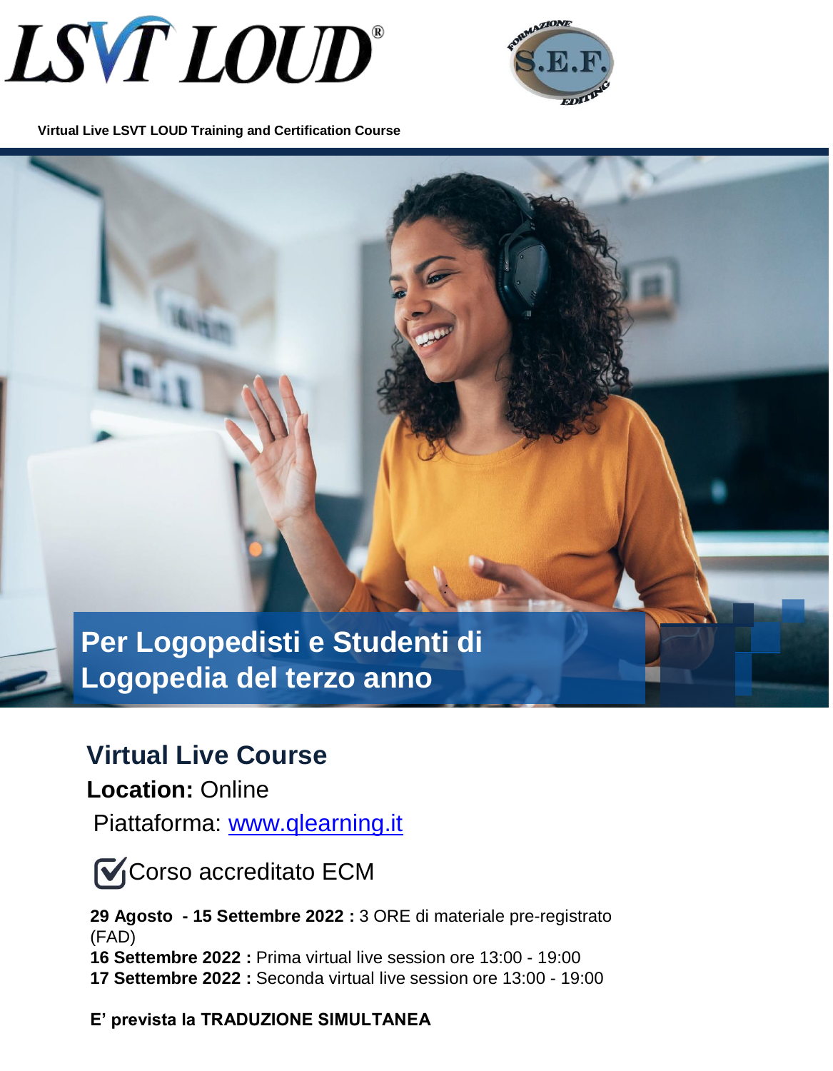**LSVT LOUD®**

**FORMAZIONE S.E.F. EDITING**

**Virtual Live LSVT LOUD Training and Certification Course**

# Per Logopedisti e Studenti di Logopedia del terzo anno

## Virtual Live Course

**Location:** Online

Piattaforma: [www.qlearning.it](http://www.qlearning.it)

☑ Corso accreditato ECM

**29 Agosto - 15 Settembre 2022 :** 3 ORE di materiale pre-registrato (FAD)
**16 Settembre 2022 :** Prima virtual live session ore 13:00 - 19:00
**17 Settembre 2022 :** Seconda virtual live session ore 13:00 - 19:00

**E' prevista la TRADUZIONE SIMULTANEA**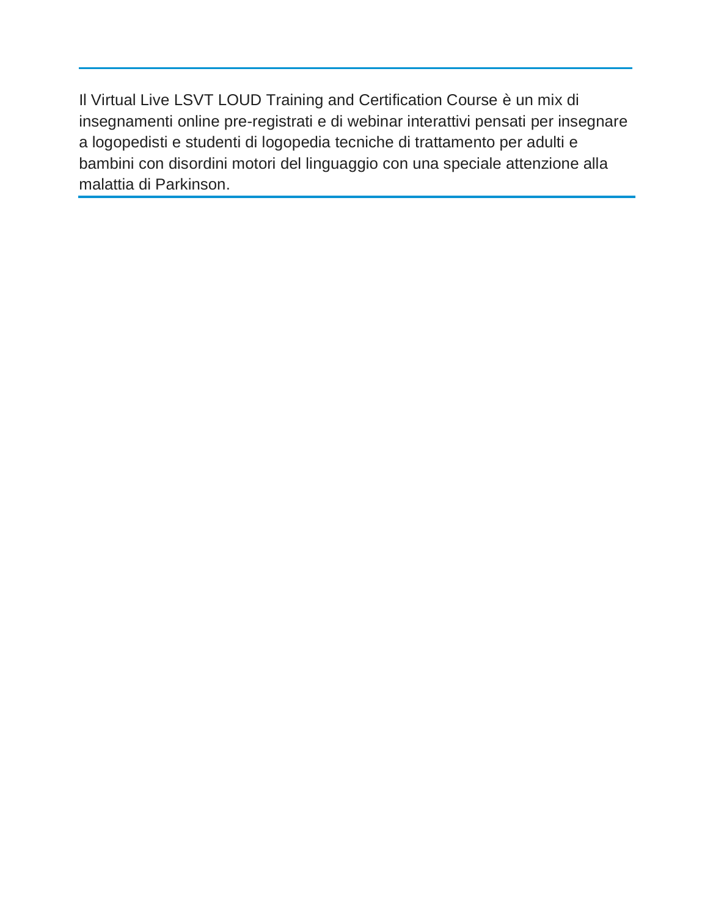Il Virtual Live LSVT LOUD Training and Certification Course è un mix di insegnamenti online pre-registrati e di webinar interattivi pensati per insegnare a logopedisti e studenti di logopedia tecniche di trattamento per adulti e bambini con disordini motori del linguaggio con una speciale attenzione alla malattia di Parkinson.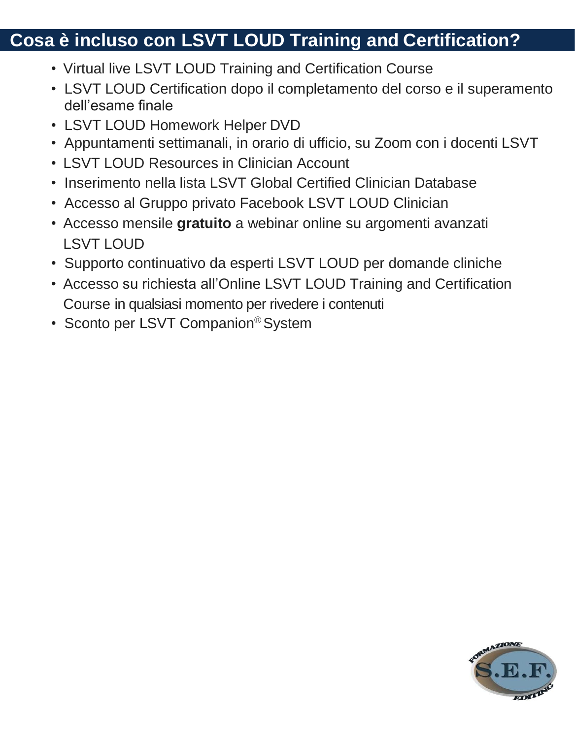## Cosa è incluso con LSVT LOUD Training and Certification?

- Virtual live LSVT LOUD Training and Certification Course
- LSVT LOUD Certification dopo il completamento del corso e il superamento dell'esame finale
- LSVT LOUD Homework Helper DVD
- Appuntamenti settimanali, in orario di ufficio, su Zoom con i docenti LSVT
- LSVT LOUD Resources in Clinician Account
- Inserimento nella lista LSVT Global Certified Clinician Database
- Accesso al Gruppo privato Facebook LSVT LOUD Clinician
- Accesso mensile **gratuito** a webinar online su argomenti avanzati LSVT LOUD
- Supporto continuativo da esperti LSVT LOUD per domande cliniche
- Accesso su richiesta all'Online LSVT LOUD Training and Certification Course in qualsiasi momento per rivedere i contenuti
- Sconto per LSVT Companion® System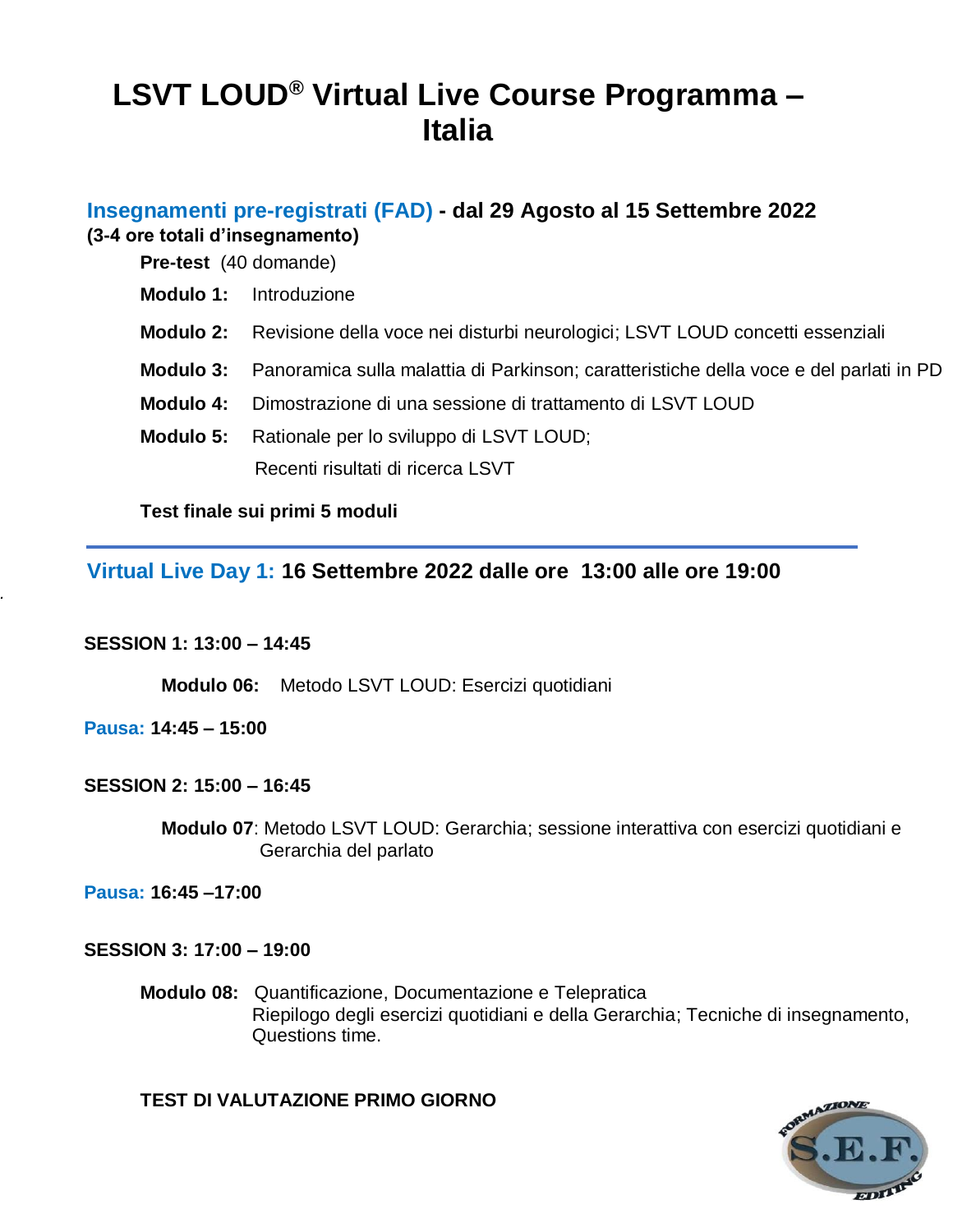# LSVT LOUD® Virtual Live Course Programma – Italia

## Insegnamenti pre-registrati (FAD) - dal 29 Agosto al 15 Settembre 2022

**(3-4 ore totali d'insegnamento)**

**Pre-test** (40 domande)

**Modulo 1:** Introduzione

**Modulo 2:** Revisione della voce nei disturbi neurologici; LSVT LOUD concetti essenziali

**Modulo 3:** Panoramica sulla malattia di Parkinson; caratteristiche della voce e del parlati in PD

**Modulo 4:** Dimostrazione di una sessione di trattamento di LSVT LOUD

**Modulo 5:** Rationale per lo sviluppo di LSVT LOUD;
Recenti risultati di ricerca LSVT

**Test finale sui primi 5 moduli**

---

## Virtual Live Day 1: 16 Settembre 2022 dalle ore 13:00 alle ore 19:00

**SESSION 1: 13:00 – 14:45**

**Modulo 06:** Metodo LSVT LOUD: Esercizi quotidiani

**Pausa: 14:45 – 15:00**

**SESSION 2: 15:00 – 16:45**

**Modulo 07**: Metodo LSVT LOUD: Gerarchia; sessione interattiva con esercizi quotidiani e Gerarchia del parlato

**Pausa: 16:45 –17:00**

**SESSION 3: 17:00 – 19:00**

**Modulo 08:** Quantificazione, Documentazione e Telepratica
Riepilogo degli esercizi quotidiani e della Gerarchia; Tecniche di insegnamento, Questions time.

**TEST DI VALUTAZIONE PRIMO GIORNO**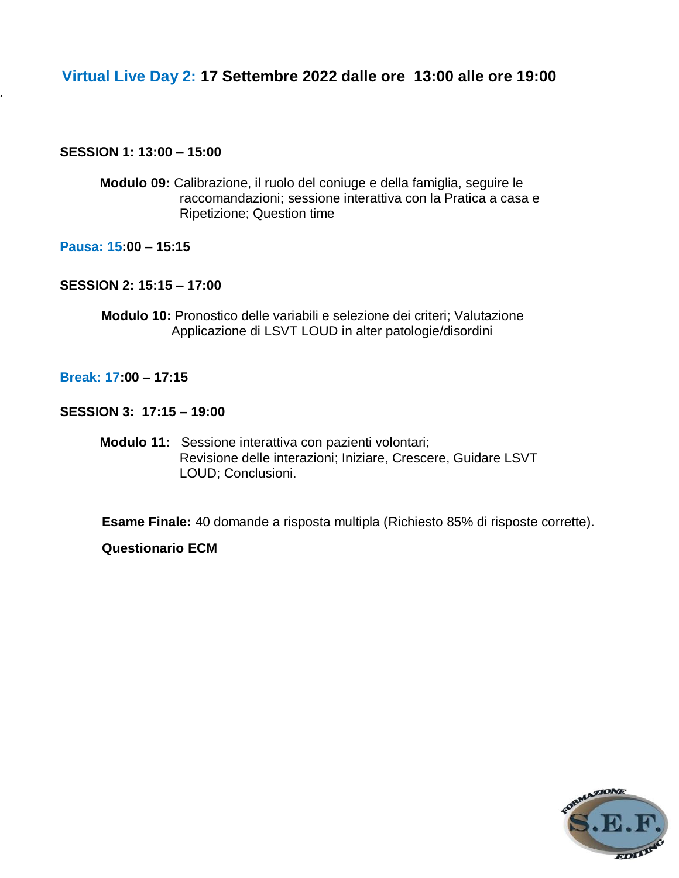## Virtual Live Day 2: 17 Settembre 2022 dalle ore 13:00 alle ore 19:00

**SESSION 1: 13:00 – 15:00**

**Modulo 09:** Calibrazione, il ruolo del coniuge e della famiglia, seguire le raccomandazioni; sessione interattiva con la Pratica a casa e Ripetizione; Question time

**Pausa: 15:00 – 15:15**

**SESSION 2: 15:15 – 17:00**

**Modulo 10:** Pronostico delle variabili e selezione dei criteri; Valutazione Applicazione di LSVT LOUD in alter patologie/disordini

**Break: 17:00 – 17:15**

**SESSION 3: 17:15 – 19:00**

**Modulo 11:** Sessione interattiva con pazienti volontari; Revisione delle interazioni; Iniziare, Crescere, Guidare LSVT LOUD; Conclusioni.

**Esame Finale:** 40 domande a risposta multipla (Richiesto 85% di risposte corrette).

**Questionario ECM**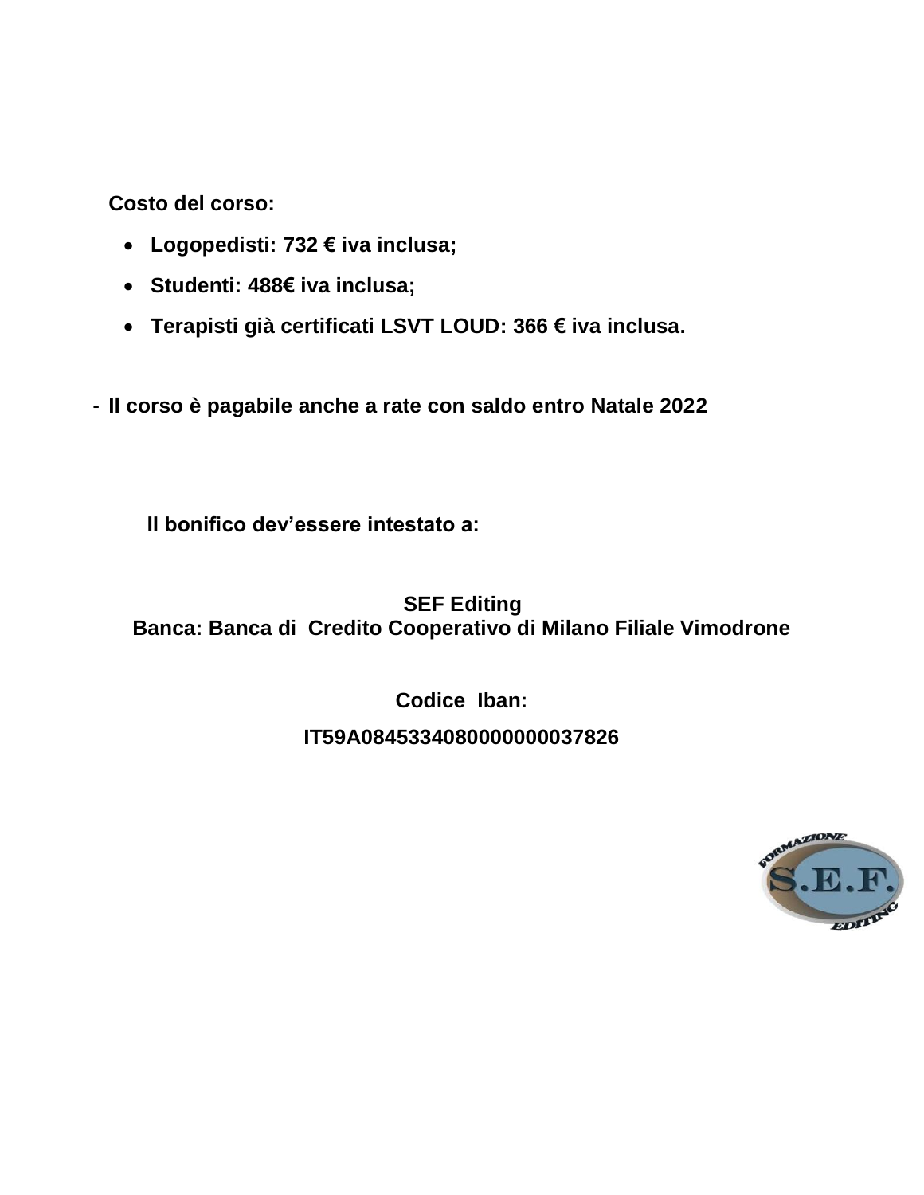**Costo del corso:**

- **Logopedisti: 732 € iva inclusa;**
- **Studenti: 488€ iva inclusa;**
- **Terapisti già certificati LSVT LOUD: 366 € iva inclusa.**

- **Il corso è pagabile anche a rate con saldo entro Natale 2022**

**Il bonifico dev'essere intestato a:**

**SEF Editing**
**Banca: Banca di Credito Cooperativo di Milano Filiale Vimodrone**

**Codice Iban:**

**IT59A0845334080000000037826**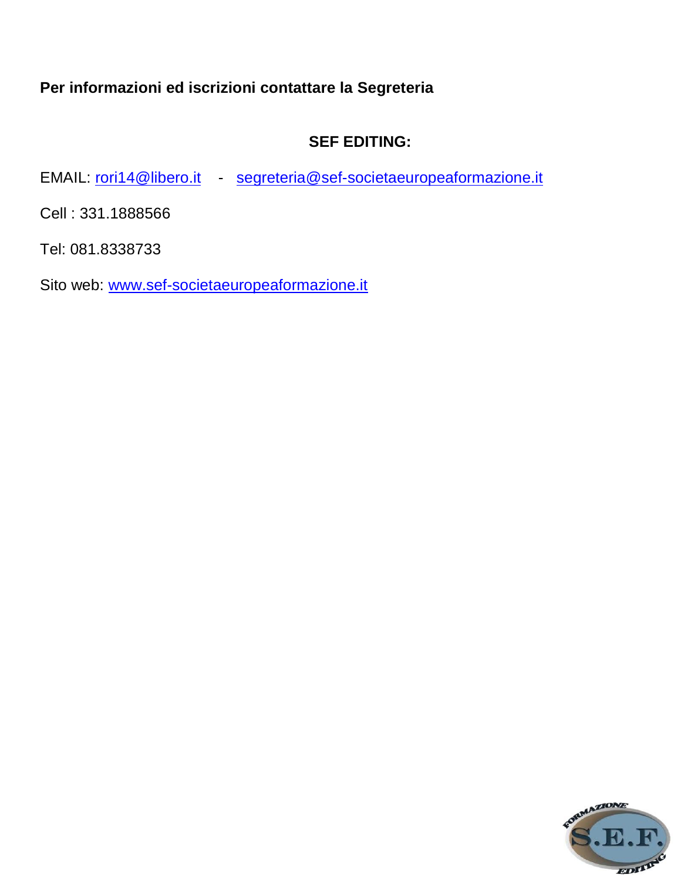**Per informazioni ed iscrizioni contattare la Segreteria**

**SEF EDITING:**

EMAIL: rori14@libero.it - segreteria@sef-societaeuropeaformazione.it

Cell : 331.1888566

Tel: 081.8338733

Sito web: www.sef-societaeuropeaformazione.it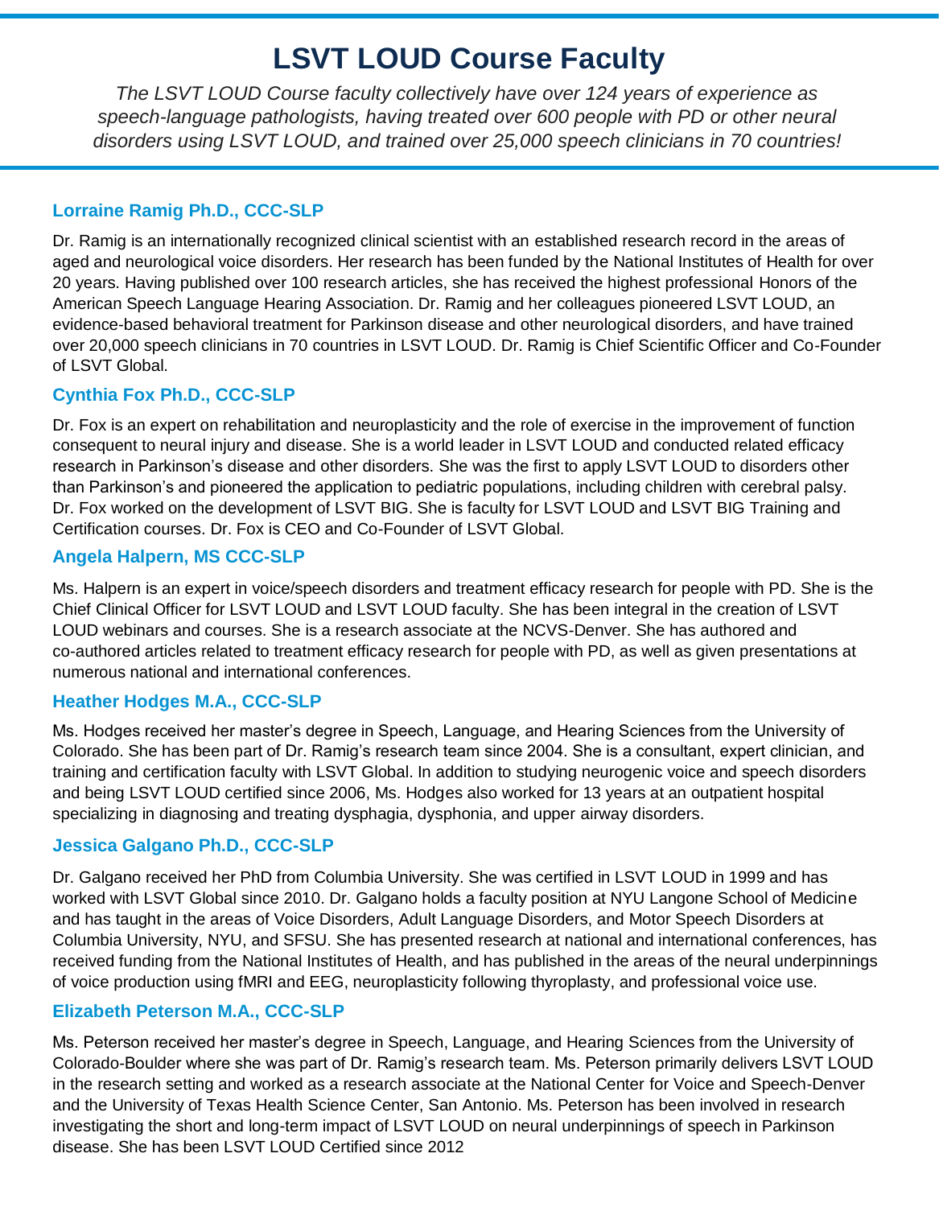# LSVT LOUD Course Faculty

*The LSVT LOUD Course faculty collectively have over 124 years of experience as speech-language pathologists, having treated over 600 people with PD or other neural disorders using LSVT LOUD, and trained over 25,000 speech clinicians in 70 countries!*

### Lorraine Ramig Ph.D., CCC-SLP

Dr. Ramig is an internationally recognized clinical scientist with an established research record in the areas of aged and neurological voice disorders. Her research has been funded by the National Institutes of Health for over 20 years. Having published over 100 research articles, she has received the highest professional Honors of the American Speech Language Hearing Association. Dr. Ramig and her colleagues pioneered LSVT LOUD, an evidence-based behavioral treatment for Parkinson disease and other neurological disorders, and have trained over 20,000 speech clinicians in 70 countries in LSVT LOUD. Dr. Ramig is Chief Scientific Officer and Co-Founder of LSVT Global.

### Cynthia Fox Ph.D., CCC-SLP

Dr. Fox is an expert on rehabilitation and neuroplasticity and the role of exercise in the improvement of function consequent to neural injury and disease. She is a world leader in LSVT LOUD and conducted related efficacy research in Parkinson's disease and other disorders. She was the first to apply LSVT LOUD to disorders other than Parkinson's and pioneered the application to pediatric populations, including children with cerebral palsy. Dr. Fox worked on the development of LSVT BIG. She is faculty for LSVT LOUD and LSVT BIG Training and Certification courses. Dr. Fox is CEO and Co-Founder of LSVT Global.

### Angela Halpern, MS CCC-SLP

Ms. Halpern is an expert in voice/speech disorders and treatment efficacy research for people with PD. She is the Chief Clinical Officer for LSVT LOUD and LSVT LOUD faculty. She has been integral in the creation of LSVT LOUD webinars and courses. She is a research associate at the NCVS-Denver. She has authored and co-authored articles related to treatment efficacy research for people with PD, as well as given presentations at numerous national and international conferences.

### Heather Hodges M.A., CCC-SLP

Ms. Hodges received her master's degree in Speech, Language, and Hearing Sciences from the University of Colorado. She has been part of Dr. Ramig's research team since 2004. She is a consultant, expert clinician, and training and certification faculty with LSVT Global. In addition to studying neurogenic voice and speech disorders and being LSVT LOUD certified since 2006, Ms. Hodges also worked for 13 years at an outpatient hospital specializing in diagnosing and treating dysphagia, dysphonia, and upper airway disorders.

### Jessica Galgano Ph.D., CCC-SLP

Dr. Galgano received her PhD from Columbia University. She was certified in LSVT LOUD in 1999 and has worked with LSVT Global since 2010. Dr. Galgano holds a faculty position at NYU Langone School of Medicine and has taught in the areas of Voice Disorders, Adult Language Disorders, and Motor Speech Disorders at Columbia University, NYU, and SFSU. She has presented research at national and international conferences, has received funding from the National Institutes of Health, and has published in the areas of the neural underpinnings of voice production using fMRI and EEG, neuroplasticity following thyroplasty, and professional voice use.

### Elizabeth Peterson M.A., CCC-SLP

Ms. Peterson received her master's degree in Speech, Language, and Hearing Sciences from the University of Colorado-Boulder where she was part of Dr. Ramig's research team. Ms. Peterson primarily delivers LSVT LOUD in the research setting and worked as a research associate at the National Center for Voice and Speech-Denver and the University of Texas Health Science Center, San Antonio. Ms. Peterson has been involved in research investigating the short and long-term impact of LSVT LOUD on neural underpinnings of speech in Parkinson disease. She has been LSVT LOUD Certified since 2012